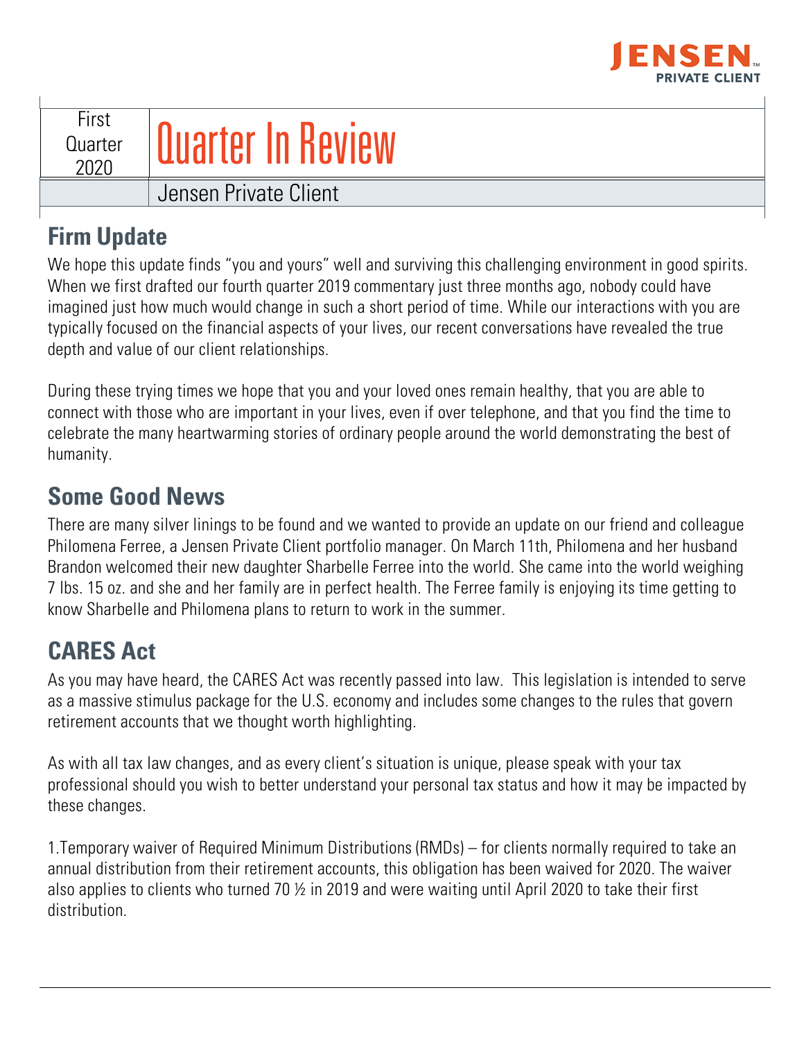# Quarter In Review

First Quarter 2020

Jensen Private Client

## Firm Update

We hope this update finds "you and yours" well and surviving this challenging environment in good spirits. When we first drafted our fourth quarter 2019 commentary just three months ago, nobody could have imagined just how much would change in such a short period of time. While our interactions with you are typically focused on the financial aspects of your lives, our recent conversations have revealed the true depth and value of our client relationships.

During these trying times we hope that you and your loved ones remain healthy, that you are able to connect with those who are important in your lives, even if over telephone, and that you find the time to celebrate the many heartwarming stories of ordinary people around the world demonstrating the best of humanity.

## Some Good News

There are many silver linings to be found and we wanted to provide an update on our friend and colleague Philomena Ferree, a Jensen Private Client portfolio manager. On March 11th, Philomena and her husband Brandon welcomed their new daughter Sharbelle Ferree into the world. She came into the world weighing 7 lbs. 15 oz. and she and her family are in perfect health. The Ferree family is enjoying its time getting to know Sharbelle and Philomena plans to return to work in the summer.

## CARES Act

As you may have heard, the CARES Act was recently passed into law. This legislation is intended to serve as a massive stimulus package for the U.S. economy and includes some changes to the rules that govern retirement accounts that we thought worth highlighting.

As with all tax law changes, and as every client's situation is unique, please speak with your tax professional should you wish to better understand your personal tax status and how it may be impacted by these changes.

1. Temporary waiver of Required Minimum Distributions (RMDs) – for clients normally required to take an annual distribution from their retirement accounts, this obligation has been waived for 2020. The waiver also applies to clients who turned 70 ½ in 2019 and were waiting until April 2020 to take their first distribution.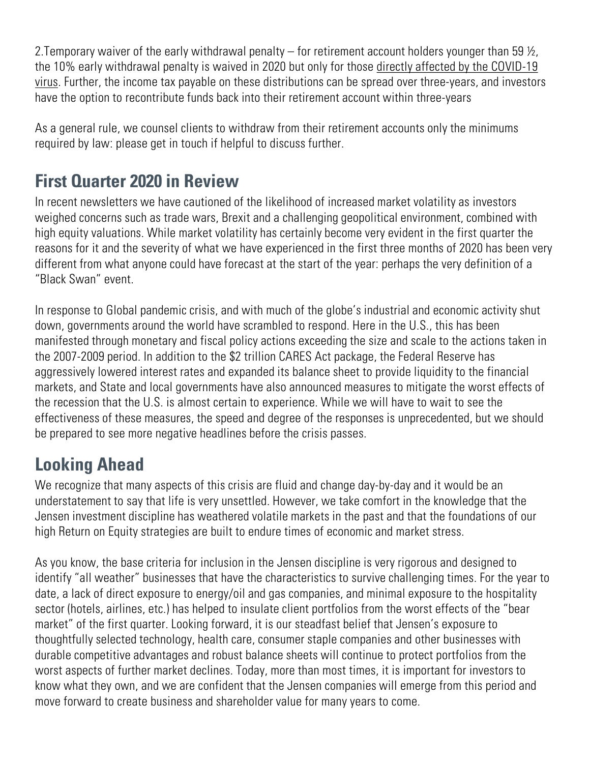2.Temporary waiver of the early withdrawal penalty – for retirement account holders younger than 59 ½, the 10% early withdrawal penalty is waived in 2020 but only for those directly affected by the COVID-19 virus. Further, the income tax payable on these distributions can be spread over three-years, and investors have the option to recontribute funds back into their retirement account within three-years

As a general rule, we counsel clients to withdraw from their retirement accounts only the minimums required by law: please get in touch if helpful to discuss further.

## First Quarter 2020 in Review

In recent newsletters we have cautioned of the likelihood of increased market volatility as investors weighed concerns such as trade wars, Brexit and a challenging geopolitical environment, combined with high equity valuations. While market volatility has certainly become very evident in the first quarter the reasons for it and the severity of what we have experienced in the first three months of 2020 has been very different from what anyone could have forecast at the start of the year: perhaps the very definition of a "Black Swan" event.

In response to Global pandemic crisis, and with much of the globe's industrial and economic activity shut down, governments around the world have scrambled to respond. Here in the U.S., this has been manifested through monetary and fiscal policy actions exceeding the size and scale to the actions taken in the 2007-2009 period. In addition to the $2 trillion CARES Act package, the Federal Reserve has aggressively lowered interest rates and expanded its balance sheet to provide liquidity to the financial markets, and State and local governments have also announced measures to mitigate the worst effects of the recession that the U.S. is almost certain to experience. While we will have to wait to see the effectiveness of these measures, the speed and degree of the responses is unprecedented, but we should be prepared to see more negative headlines before the crisis passes.

## Looking Ahead

We recognize that many aspects of this crisis are fluid and change day-by-day and it would be an understatement to say that life is very unsettled. However, we take comfort in the knowledge that the Jensen investment discipline has weathered volatile markets in the past and that the foundations of our high Return on Equity strategies are built to endure times of economic and market stress.

As you know, the base criteria for inclusion in the Jensen discipline is very rigorous and designed to identify "all weather" businesses that have the characteristics to survive challenging times. For the year to date, a lack of direct exposure to energy/oil and gas companies, and minimal exposure to the hospitality sector (hotels, airlines, etc.) has helped to insulate client portfolios from the worst effects of the "bear market" of the first quarter. Looking forward, it is our steadfast belief that Jensen's exposure to thoughtfully selected technology, health care, consumer staple companies and other businesses with durable competitive advantages and robust balance sheets will continue to protect portfolios from the worst aspects of further market declines. Today, more than most times, it is important for investors to know what they own, and we are confident that the Jensen companies will emerge from this period and move forward to create business and shareholder value for many years to come.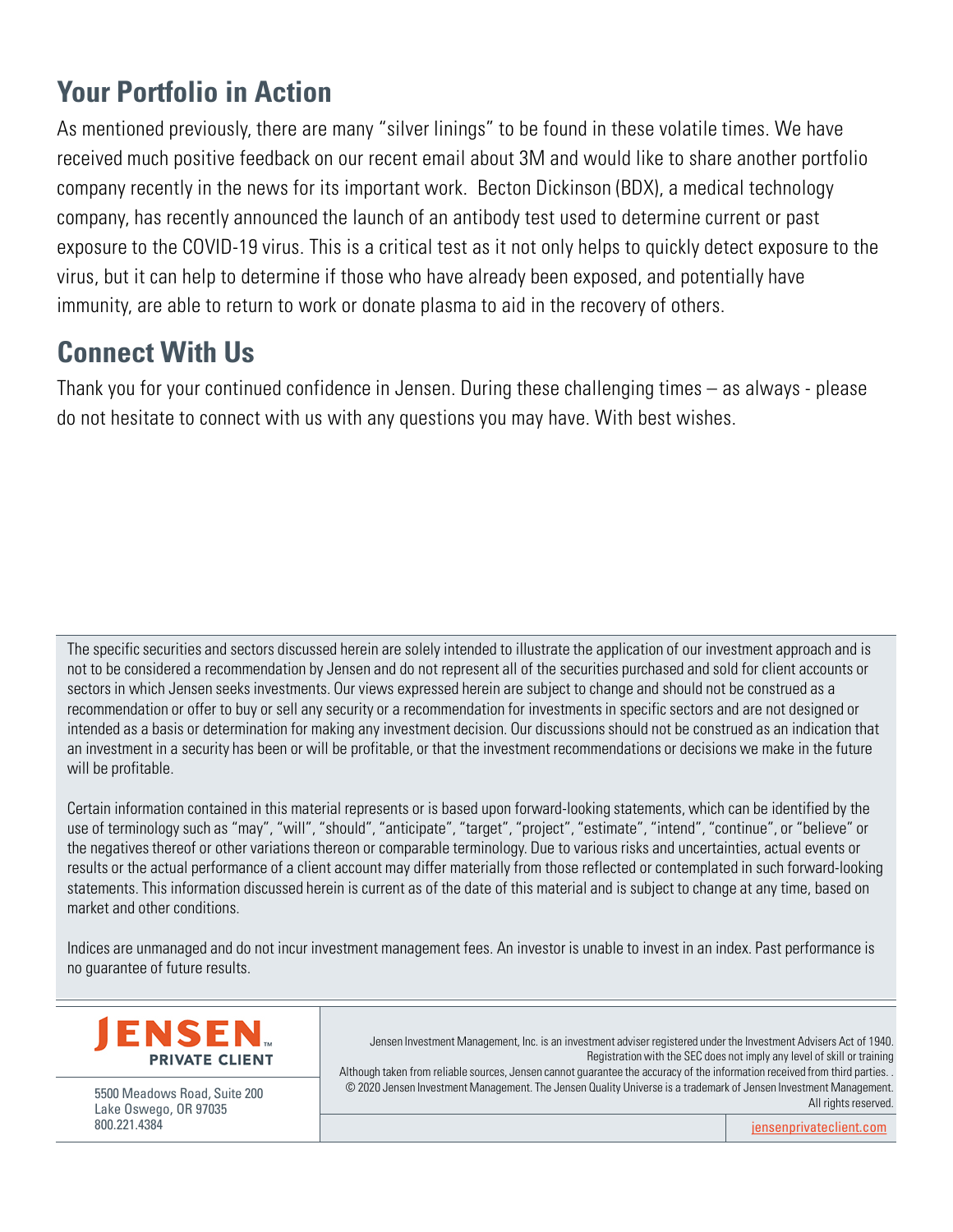## Your Portfolio in Action

As mentioned previously, there are many "silver linings" to be found in these volatile times. We have received much positive feedback on our recent email about 3M and would like to share another portfolio company recently in the news for its important work. Becton Dickinson (BDX), a medical technology company, has recently announced the launch of an antibody test used to determine current or past exposure to the COVID-19 virus. This is a critical test as it not only helps to quickly detect exposure to the virus, but it can help to determine if those who have already been exposed, and potentially have immunity, are able to return to work or donate plasma to aid in the recovery of others.

## Connect With Us

Thank you for your continued confidence in Jensen. During these challenging times – as always - please do not hesitate to connect with us with any questions you may have. With best wishes.

The specific securities and sectors discussed herein are solely intended to illustrate the application of our investment approach and is not to be considered a recommendation by Jensen and do not represent all of the securities purchased and sold for client accounts or sectors in which Jensen seeks investments. Our views expressed herein are subject to change and should not be construed as a recommendation or offer to buy or sell any security or a recommendation for investments in specific sectors and are not designed or intended as a basis or determination for making any investment decision. Our discussions should not be construed as an indication that an investment in a security has been or will be profitable, or that the investment recommendations or decisions we make in the future will be profitable.

Certain information contained in this material represents or is based upon forward-looking statements, which can be identified by the use of terminology such as "may", "will", "should", "anticipate", "target", "project", "estimate", "intend", "continue", or "believe" or the negatives thereof or other variations thereon or comparable terminology. Due to various risks and uncertainties, actual events or results or the actual performance of a client account may differ materially from those reflected or contemplated in such forward-looking statements. This information discussed herein is current as of the date of this material and is subject to change at any time, based on market and other conditions.

Indices are unmanaged and do not incur investment management fees. An investor is unable to invest in an index. Past performance is no guarantee of future results.

JENSEN™
PRIVATE CLIENT

5500 Meadows Road, Suite 200
Lake Oswego, OR 97035
800.221.4384

Jensen Investment Management, Inc. is an investment adviser registered under the Investment Advisers Act of 1940. Registration with the SEC does not imply any level of skill or training
Although taken from reliable sources, Jensen cannot guarantee the accuracy of the information received from third parties. .
© 2020 Jensen Investment Management. The Jensen Quality Universe is a trademark of Jensen Investment Management. All rights reserved.

jensenprivateclient.com